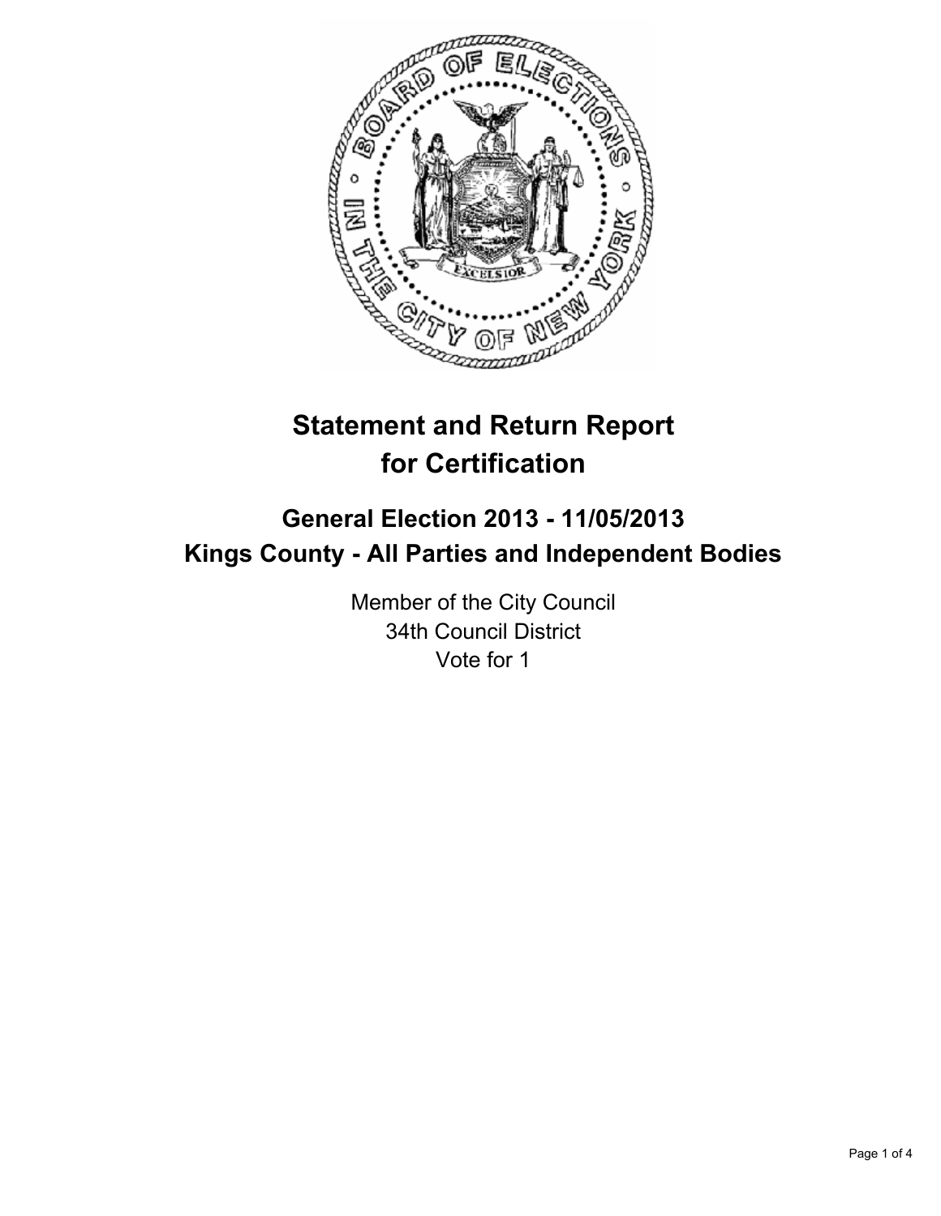# Statement and Return Report for Certification

## General Election 2013 - 11/05/2013
## Kings County - All Parties and Independent Bodies

Member of the City Council
34th Council District
Vote for 1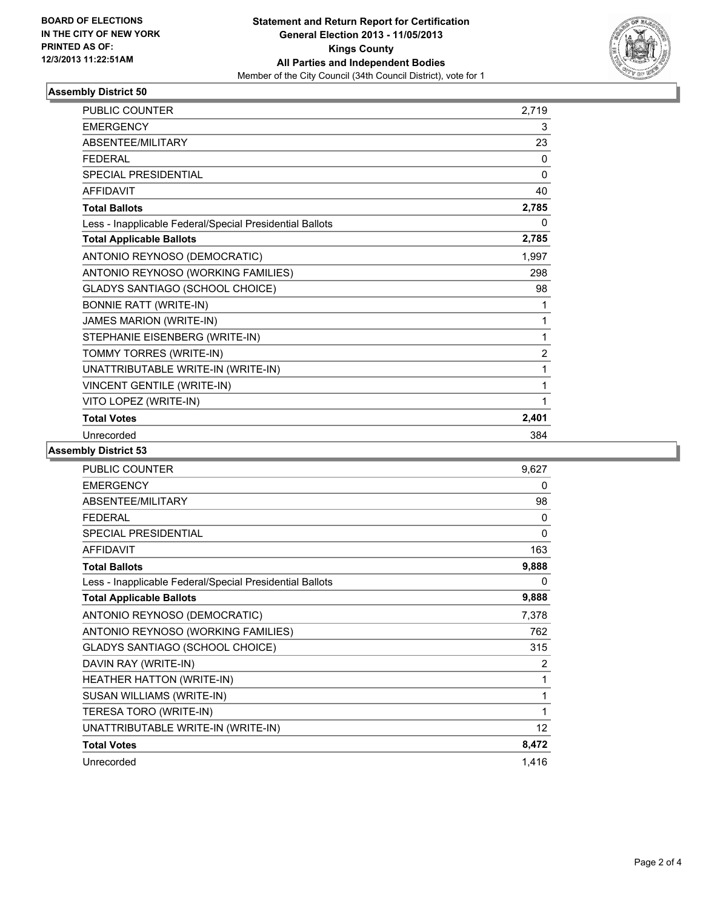BOARD OF ELECTIONS IN THE CITY OF NEW YORK PRINTED AS OF: 12/3/2013 11:22:51AM

**Statement and Return Report for Certification**
**General Election 2013 - 11/05/2013**
**Kings County**
**All Parties and Independent Bodies**
Member of the City Council (34th Council District), vote for 1

### Assembly District 50

| | |
|---|---|
| PUBLIC COUNTER | 2,719 |
| EMERGENCY | 3 |
| ABSENTEE/MILITARY | 23 |
| FEDERAL | 0 |
| SPECIAL PRESIDENTIAL | 0 |
| AFFIDAVIT | 40 |
| **Total Ballots** | **2,785** |
| Less - Inapplicable Federal/Special Presidential Ballots | 0 |
| **Total Applicable Ballots** | **2,785** |
| ANTONIO REYNOSO (DEMOCRATIC) | 1,997 |
| ANTONIO REYNOSO (WORKING FAMILIES) | 298 |
| GLADYS SANTIAGO (SCHOOL CHOICE) | 98 |
| BONNIE RATT (WRITE-IN) | 1 |
| JAMES MARION (WRITE-IN) | 1 |
| STEPHANIE EISENBERG (WRITE-IN) | 1 |
| TOMMY TORRES (WRITE-IN) | 2 |
| UNATTRIBUTABLE WRITE-IN (WRITE-IN) | 1 |
| VINCENT GENTILE (WRITE-IN) | 1 |
| VITO LOPEZ (WRITE-IN) | 1 |
| **Total Votes** | **2,401** |
| Unrecorded | 384 |

### Assembly District 53

| | |
|---|---|
| PUBLIC COUNTER | 9,627 |
| EMERGENCY | 0 |
| ABSENTEE/MILITARY | 98 |
| FEDERAL | 0 |
| SPECIAL PRESIDENTIAL | 0 |
| AFFIDAVIT | 163 |
| **Total Ballots** | **9,888** |
| Less - Inapplicable Federal/Special Presidential Ballots | 0 |
| **Total Applicable Ballots** | **9,888** |
| ANTONIO REYNOSO (DEMOCRATIC) | 7,378 |
| ANTONIO REYNOSO (WORKING FAMILIES) | 762 |
| GLADYS SANTIAGO (SCHOOL CHOICE) | 315 |
| DAVIN RAY (WRITE-IN) | 2 |
| HEATHER HATTON (WRITE-IN) | 1 |
| SUSAN WILLIAMS (WRITE-IN) | 1 |
| TERESA TORO (WRITE-IN) | 1 |
| UNATTRIBUTABLE WRITE-IN (WRITE-IN) | 12 |
| **Total Votes** | **8,472** |
| Unrecorded | 1,416 |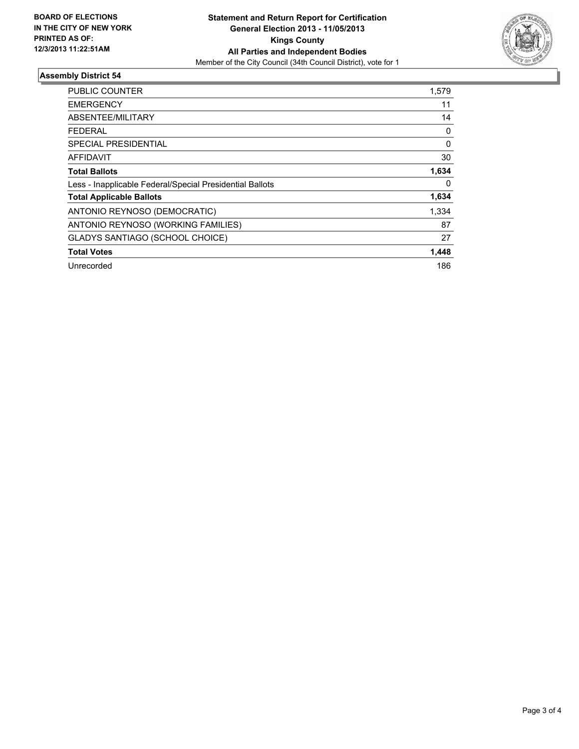**BOARD OF ELECTIONS IN THE CITY OF NEW YORK PRINTED AS OF: 12/3/2013 11:22:51AM**

**Statement and Return Report for Certification General Election 2013 - 11/05/2013 Kings County All Parties and Independent Bodies**

Member of the City Council (34th Council District), vote for 1

### Assembly District 54

| | |
|---|---|
| PUBLIC COUNTER | 1,579 |
| EMERGENCY | 11 |
| ABSENTEE/MILITARY | 14 |
| FEDERAL | 0 |
| SPECIAL PRESIDENTIAL | 0 |
| AFFIDAVIT | 30 |
| **Total Ballots** | **1,634** |
| Less - Inapplicable Federal/Special Presidential Ballots | 0 |
| **Total Applicable Ballots** | **1,634** |
| ANTONIO REYNOSO (DEMOCRATIC) | 1,334 |
| ANTONIO REYNOSO (WORKING FAMILIES) | 87 |
| GLADYS SANTIAGO (SCHOOL CHOICE) | 27 |
| **Total Votes** | **1,448** |
| Unrecorded | 186 |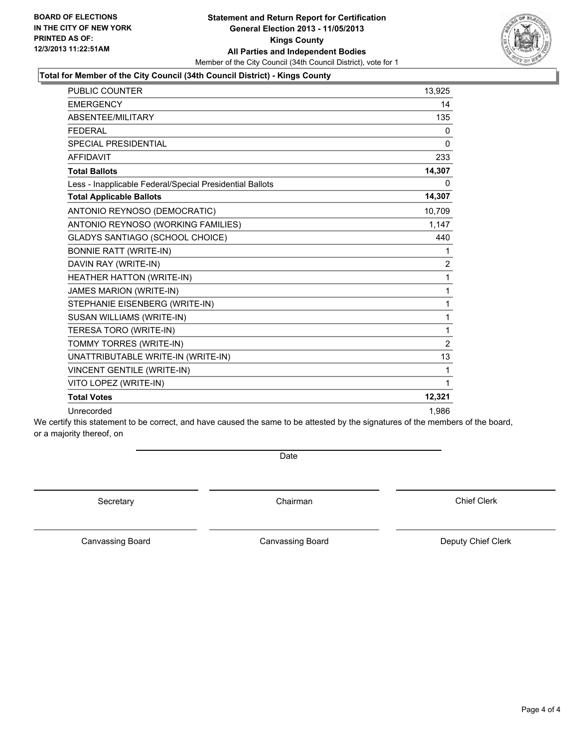**BOARD OF ELECTIONS IN THE CITY OF NEW YORK PRINTED AS OF: 12/3/2013 11:22:51AM**

**Statement and Return Report for Certification**
**General Election 2013 - 11/05/2013**
**Kings County**
**All Parties and Independent Bodies**
Member of the City Council (34th Council District), vote for 1

**Total for Member of the City Council (34th Council District) - Kings County**

| | |
|---|---|
| PUBLIC COUNTER | 13,925 |
| EMERGENCY | 14 |
| ABSENTEE/MILITARY | 135 |
| FEDERAL | 0 |
| SPECIAL PRESIDENTIAL | 0 |
| AFFIDAVIT | 233 |
| **Total Ballots** | **14,307** |
| Less - Inapplicable Federal/Special Presidential Ballots | 0 |
| **Total Applicable Ballots** | **14,307** |
| ANTONIO REYNOSO (DEMOCRATIC) | 10,709 |
| ANTONIO REYNOSO (WORKING FAMILIES) | 1,147 |
| GLADYS SANTIAGO (SCHOOL CHOICE) | 440 |
| BONNIE RATT (WRITE-IN) | 1 |
| DAVIN RAY (WRITE-IN) | 2 |
| HEATHER HATTON (WRITE-IN) | 1 |
| JAMES MARION (WRITE-IN) | 1 |
| STEPHANIE EISENBERG (WRITE-IN) | 1 |
| SUSAN WILLIAMS (WRITE-IN) | 1 |
| TERESA TORO (WRITE-IN) | 1 |
| TOMMY TORRES (WRITE-IN) | 2 |
| UNATTRIBUTABLE WRITE-IN (WRITE-IN) | 13 |
| VINCENT GENTILE (WRITE-IN) | 1 |
| VITO LOPEZ (WRITE-IN) | 1 |
| **Total Votes** | **12,321** |
| Unrecorded | 1,986 |

We certify this statement to be correct, and have caused the same to be attested by the signatures of the members of the board, or a majority thereof, on

Date

Secretary    Chairman    Chief Clerk

Canvassing Board    Canvassing Board    Deputy Chief Clerk